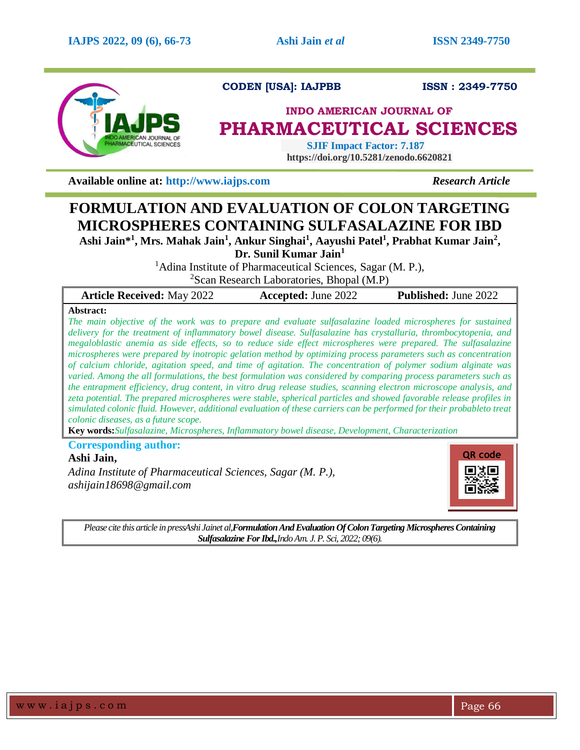CODEN [USA]: IAJPBB ISSN : 2349-7750

INDO AMERICAN JOURNAL OF

# PHARMACEUTICAL SCIENCES

SJIF Impact Factor: 7.187

https://doi.org/10.5281/zenodo.6620821

**Available online at:** http://www.iajps.com *Research Article*

# FORMULATION AND EVALUATION OF COLON TARGETING MICROSPHERES CONTAINING SULFASALAZINE FOR IBD

**Ashi Jain*[1], Mrs. Mahak Jain[1], Ankur Singhai[1], Aayushi Patel[1], Prabhat Kumar Jain[2], Dr. Sunil Kumar Jain[1]**

[1]Adina Institute of Pharmaceutical Sciences, Sagar (M. P.),

[2]Scan Research Laboratories, Bhopal (M.P)

| **Article Received:** May 2022 | **Accepted:** June 2022 | **Published:** June 2022 |
|---|---|---|

**Abstract:**

*The main objective of the work was to prepare and evaluate sulfasalazine loaded microspheres for sustained delivery for the treatment of inflammatory bowel disease. Sulfasalazine has crystalluria, thrombocytopenia, and megaloblastic anemia as side effects, so to reduce side effect microspheres were prepared. The sulfasalazine microspheres were prepared by inotropic gelation method by optimizing process parameters such as concentration of calcium chloride, agitation speed, and time of agitation. The concentration of polymer sodium alginate was varied. Among the all formulations, the best formulation was considered by comparing process parameters such as the entrapment efficiency, drug content, in vitro drug release studies, scanning electron microscope analysis, and zeta potential. The prepared microspheres were stable, spherical particles and showed favorable release profiles in simulated colonic fluid. However, additional evaluation of these carriers can be performed for their probableto treat colonic diseases, as a future scope.*

**Key words:***Sulfasalazine, Microspheres, Inflammatory bowel disease, Development, Characterization*

**Corresponding author:**

**Ashi Jain,**

*Adina Institute of Pharmaceutical Sciences, Sagar (M. P.),*

*ashijain18698@gmail.com*

QR code

*Please cite this article in pressAshi Jainet al,**Formulation And Evaluation Of Colon Targeting Microspheres Containing Sulfasalazine For Ibd.,***Indo Am. J. P. Sci, 2022; 09(6).*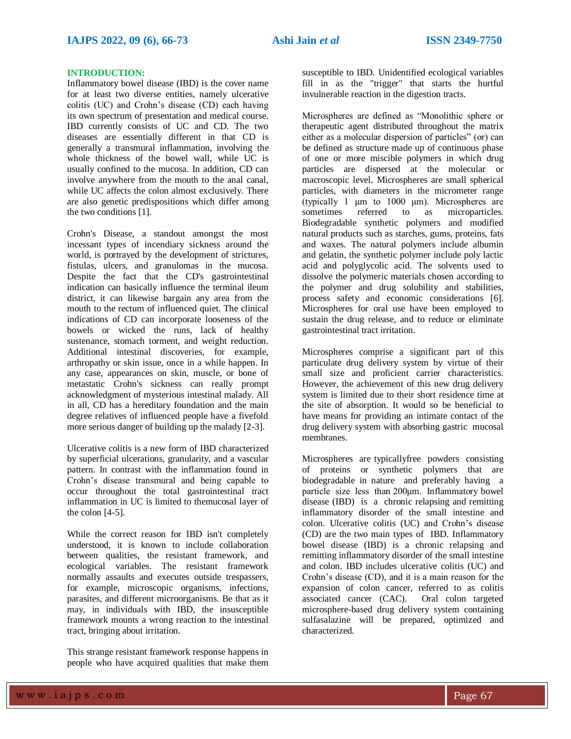## INTRODUCTION:

Inflammatory bowel disease (IBD) is the cover name for at least two diverse entities, namely ulcerative colitis (UC) and Crohn's disease (CD) each having its own spectrum of presentation and medical course. IBD currently consists of UC and CD. The two diseases are essentially different in that CD is generally a transmural inflammation, involving the whole thickness of the bowel wall, while UC is usually confined to the mucosa. In addition, CD can involve anywhere from the mouth to the anal canal, while UC affects the colon almost exclusively. There are also genetic predispositions which differ among the two conditions [1].

Crohn's Disease, a standout amongst the most incessant types of incendiary sickness around the world, is portrayed by the development of strictures, fistulas, ulcers, and granulomas in the mucosa. Despite the fact that the CD's gastrointestinal indication can basically influence the terminal ileum district, it can likewise bargain any area from the mouth to the rectum of influenced quiet. The clinical indications of CD can incorporate looseness of the bowels or wicked the runs, lack of healthy sustenance, stomach torment, and weight reduction. Additional intestinal discoveries, for example, arthropathy or skin issue, once in a while happen. In any case, appearances on skin, muscle, or bone of metastatic Crohn's sickness can really prompt acknowledgment of mysterious intestinal malady. All in all, CD has a hereditary foundation and the main degree relatives of influenced people have a fivefold more serious danger of building up the malady [2-3].

Ulcerative colitis is a new form of IBD characterized by superficial ulcerations, granularity, and a vascular pattern. In contrast with the inflammation found in Crohn's disease transmural and being capable to occur throughout the total gastrointestinal tract inflammation in UC is limited to themucosal layer of the colon [4-5].

While the correct reason for IBD isn't completely understood, it is known to include collaboration between qualities, the resistant framework, and ecological variables. The resistant framework normally assaults and executes outside trespassers, for example, microscopic organisms, infections, parasites, and different microorganisms. Be that as it may, in individuals with IBD, the insusceptible framework mounts a wrong reaction to the intestinal tract, bringing about irritation.

This strange resistant framework response happens in people who have acquired qualities that make them susceptible to IBD. Unidentified ecological variables fill in as the "trigger" that starts the hurtful invulnerable reaction in the digestion tracts.

Microspheres are defined as "Monolithic sphere or therapeutic agent distributed throughout the matrix either as a molecular dispersion of particles" (or) can be defined as structure made up of continuous phase of one or more miscible polymers in which drug particles are dispersed at the molecular or macroscopic level. Microspheres are small spherical particles, with diameters in the micrometer range (typically 1 μm to 1000 μm). Microspheres are sometimes referred to as microparticles. Biodegradable synthetic polymers and modified natural products such as starches, gums, proteins, fats and waxes. The natural polymers include albumin and gelatin, the synthetic polymer include poly lactic acid and polyglycolic acid. The solvents used to dissolve the polymeric materials chosen according to the polymer and drug solubility and stabilities, process safety and economic considerations [6]. Microspheres for oral use have been employed to sustain the drug release, and to reduce or eliminate gastrointestinal tract irritation.

Microspheres comprise a significant part of this particulate drug delivery system by virtue of their small size and proficient carrier characteristics. However, the achievement of this new drug delivery system is limited due to their short residence time at the site of absorption. It would so be beneficial to have means for providing an intimate contact of the drug delivery system with absorbing gastric mucosal membranes.

Microspheres are typicallyfree powders consisting of proteins or synthetic polymers that are biodegradable in nature and preferably having a particle size less than 200μm. Inflammatory bowel disease (IBD) is a chronic relapsing and remitting inflammatory disorder of the small intestine and colon. Ulcerative colitis (UC) and Crohn's disease (CD) are the two main types of IBD. Inflammatory bowel disease (IBD) is a chronic relapsing and remitting inflammatory disorder of the small intestine and colon. IBD includes ulcerative colitis (UC) and Crohn's disease (CD), and it is a main reason for the expansion of colon cancer, referred to as colitis associated cancer (CAC). Oral colon targeted microsphere-based drug delivery system containing sulfasalazine will be prepared, optimized and characterized.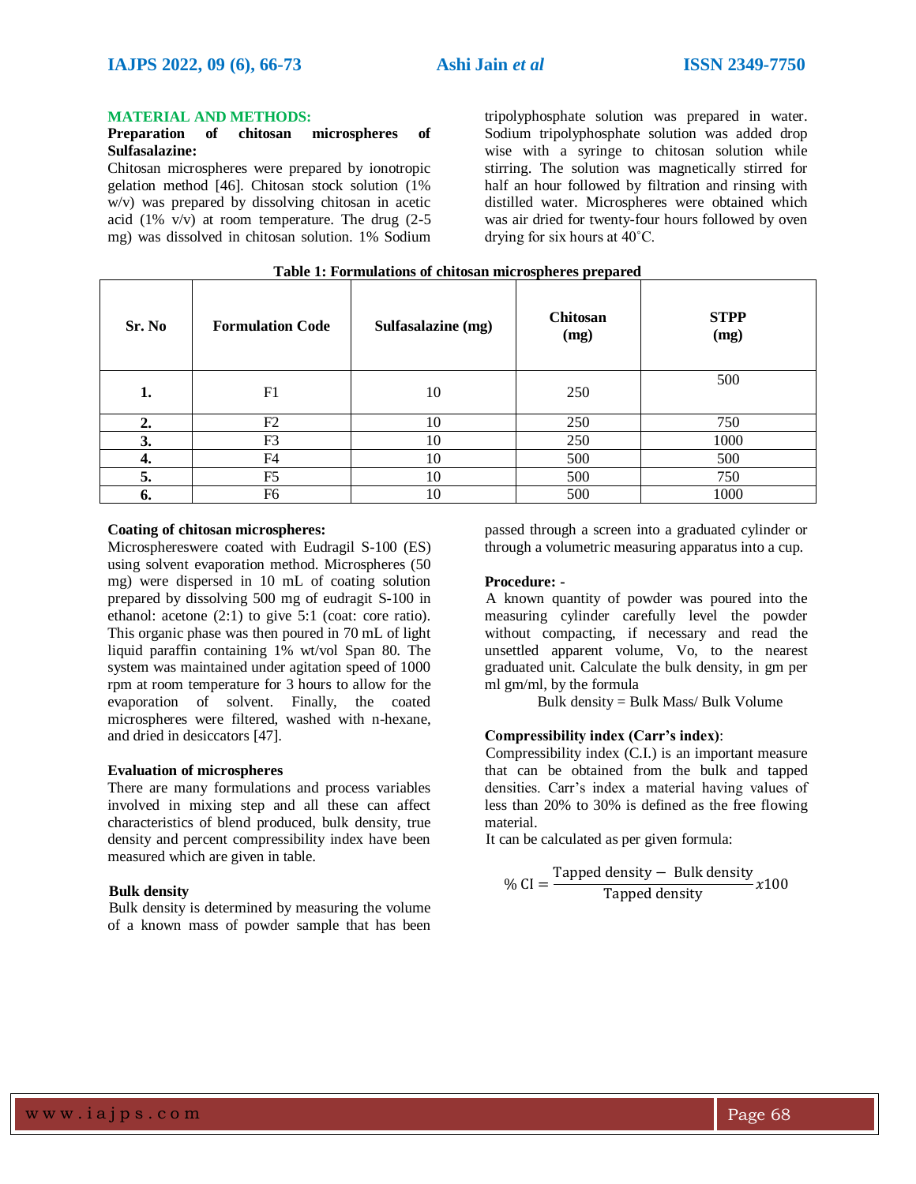## MATERIAL AND METHODS:

### Preparation of chitosan microspheres of Sulfasalazine:

Chitosan microspheres were prepared by ionotropic gelation method [46]. Chitosan stock solution (1% w/v) was prepared by dissolving chitosan in acetic acid (1% v/v) at room temperature. The drug (2-5 mg) was dissolved in chitosan solution. 1% Sodium tripolyphosphate solution was prepared in water. Sodium tripolyphosphate solution was added drop wise with a syringe to chitosan solution while stirring. The solution was magnetically stirred for half an hour followed by filtration and rinsing with distilled water. Microspheres were obtained which was air dried for twenty-four hours followed by oven drying for six hours at 40˚C.

**Table 1: Formulations of chitosan microspheres prepared**

| Sr. No | Formulation Code | Sulfasalazine (mg) | Chitosan (mg) | STPP (mg) |
|---|---|---|---|---|
| 1. | F1 | 10 | 250 | 500 |
| 2. | F2 | 10 | 250 | 750 |
| 3. | F3 | 10 | 250 | 1000 |
| 4. | F4 | 10 | 500 | 500 |
| 5. | F5 | 10 | 500 | 750 |
| 6. | F6 | 10 | 500 | 1000 |

### Coating of chitosan microspheres:

Microspheareswere coated with Eudragil S-100 (ES) using solvent evaporation method. Microspheres (50 mg) were dispersed in 10 mL of coating solution prepared by dissolving 500 mg of eudragit S-100 in ethanol: acetone (2:1) to give 5:1 (coat: core ratio). This organic phase was then poured in 70 mL of light liquid paraffin containing 1% wt/vol Span 80. The system was maintained under agitation speed of 1000 rpm at room temperature for 3 hours to allow for the evaporation of solvent. Finally, the coated microspheres were filtered, washed with n-hexane, and dried in desiccators [47].

### Evaluation of microspheres

There are many formulations and process variables involved in mixing step and all these can affect characteristics of blend produced, bulk density, true density and percent compressibility index have been measured which are given in table.

### Bulk density

Bulk density is determined by measuring the volume of a known mass of powder sample that has been passed through a screen into a graduated cylinder or through a volumetric measuring apparatus into a cup.

### Procedure: -

A known quantity of powder was poured into the measuring cylinder carefully level the powder without compacting, if necessary and read the unsettled apparent volume, Vo, to the nearest graduated unit. Calculate the bulk density, in gm per ml gm/ml, by the formula

Bulk density = Bulk Mass/ Bulk Volume

### Compressibility index (Carr's index):

Compressibility index (C.I.) is an important measure that can be obtained from the bulk and tapped densities. Carr's index a material having values of less than 20% to 30% is defined as the free flowing material.

It can be calculated as per given formula:

$$\% \text{ CI} = \frac{\text{Tapped density} - \text{Bulk density}}{\text{Tapped density}} x100$$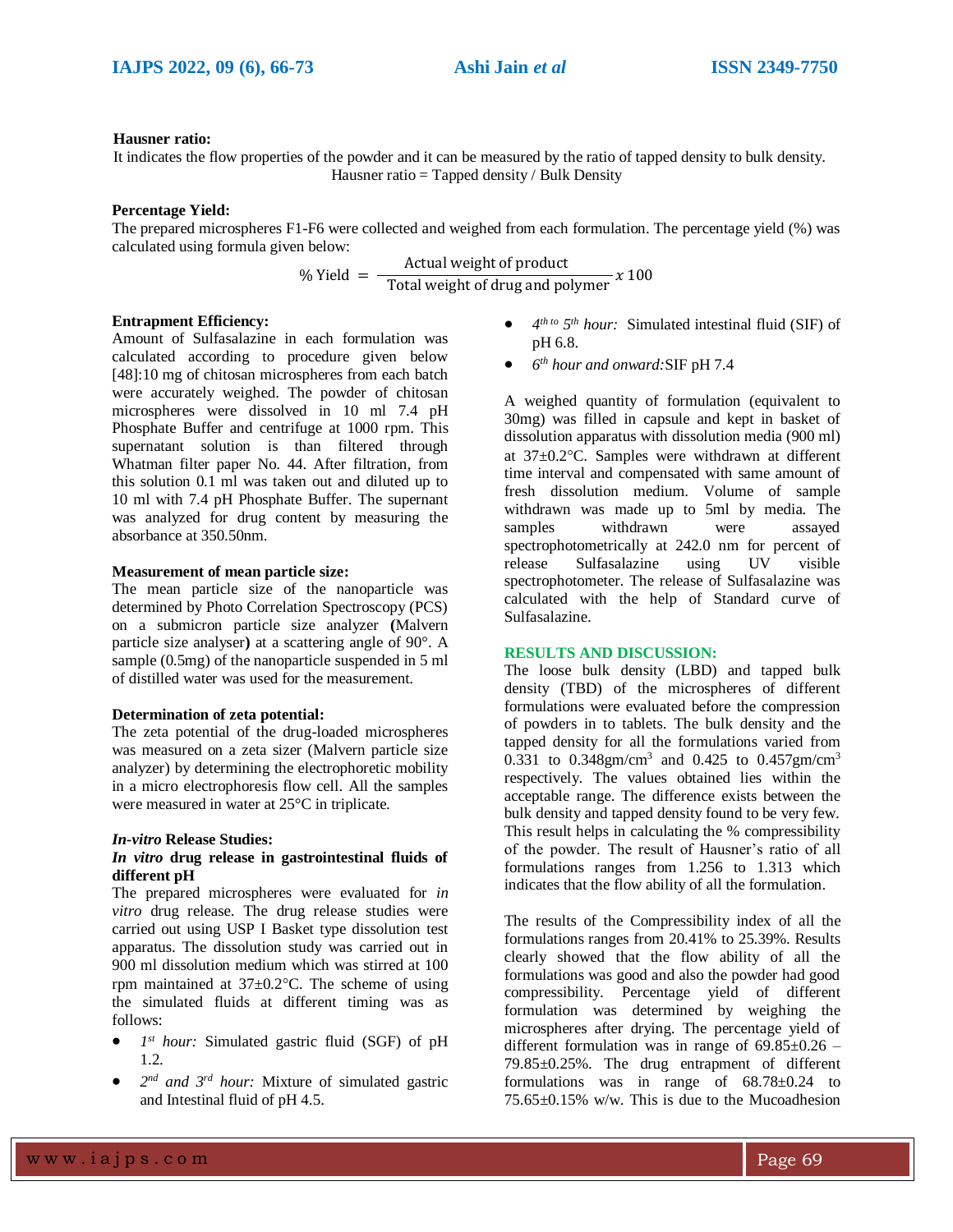**Hausner ratio:**

It indicates the flow properties of the powder and it can be measured by the ratio of tapped density to bulk density.

Hausner ratio = Tapped density / Bulk Density

**Percentage Yield:**

The prepared microspheres F1-F6 were collected and weighed from each formulation. The percentage yield (%) was calculated using formula given below:

$$\% \text{ Yield } = \frac{\text{Actual weight of product}}{\text{Total weight of drug and polymer}} x\,100$$

**Entrapment Efficiency:**

Amount of Sulfasalazine in each formulation was calculated according to procedure given below [48]:10 mg of chitosan microspheres from each batch were accurately weighed. The powder of chitosan microspheres were dissolved in 10 ml 7.4 pH Phosphate Buffer and centrifuge at 1000 rpm. This supernatant solution is than filtered through Whatman filter paper No. 44. After filtration, from this solution 0.1 ml was taken out and diluted up to 10 ml with 7.4 pH Phosphate Buffer. The supernant was analyzed for drug content by measuring the absorbance at 350.50nm.

**Measurement of mean particle size:**

The mean particle size of the nanoparticle was determined by Photo Correlation Spectroscopy (PCS) on a submicron particle size analyzer **(**Malvern particle size analyser**)** at a scattering angle of 90°. A sample (0.5mg) of the nanoparticle suspended in 5 ml of distilled water was used for the measurement.

**Determination of zeta potential:**

The zeta potential of the drug-loaded microspheres was measured on a zeta sizer (Malvern particle size analyzer) by determining the electrophoretic mobility in a micro electrophoresis flow cell. All the samples were measured in water at 25°C in triplicate.

***In-vitro* Release Studies:**

***In vitro* drug release in gastrointestinal fluids of different pH**

The prepared microspheres were evaluated for *in vitro* drug release. The drug release studies were carried out using USP I Basket type dissolution test apparatus. The dissolution study was carried out in 900 ml dissolution medium which was stirred at 100 rpm maintained at 37±0.2°C. The scheme of using the simulated fluids at different timing was as follows:

- *1st hour:* Simulated gastric fluid (SGF) of pH 1.2.
- *2nd and 3rd hour:* Mixture of simulated gastric and Intestinal fluid of pH 4.5.
- *4th to 5th hour:* Simulated intestinal fluid (SIF) of pH 6.8.
- *6th hour and onward:* SIF pH 7.4

A weighed quantity of formulation (equivalent to 30mg) was filled in capsule and kept in basket of dissolution apparatus with dissolution media (900 ml) at 37±0.2°C. Samples were withdrawn at different time interval and compensated with same amount of fresh dissolution medium. Volume of sample withdrawn was made up to 5ml by media. The samples withdrawn were assayed spectrophotometrically at 242.0 nm for percent of release Sulfasalazine using UV visible spectrophotometer. The release of Sulfasalazine was calculated with the help of Standard curve of Sulfasalazine.

## RESULTS AND DISCUSSION:

The loose bulk density (LBD) and tapped bulk density (TBD) of the microspheres of different formulations were evaluated before the compression of powders in to tablets. The bulk density and the tapped density for all the formulations varied from 0.331 to 0.348gm/cm$^3$ and 0.425 to 0.457gm/cm$^3$ respectively. The values obtained lies within the acceptable range. The difference exists between the bulk density and tapped density found to be very few. This result helps in calculating the % compressibility of the powder. The result of Hausner's ratio of all formulations ranges from 1.256 to 1.313 which indicates that the flow ability of all the formulation.

The results of the Compressibility index of all the formulations ranges from 20.41% to 25.39%. Results clearly showed that the flow ability of all the formulations was good and also the powder had good compressibility. Percentage yield of different formulation was determined by weighing the microspheres after drying. The percentage yield of different formulation was in range of 69.85±0.26 – 79.85±0.25%. The drug entrapment of different formulations was in range of 68.78±0.24 to 75.65±0.15% w/w. This is due to the Mucoadhesion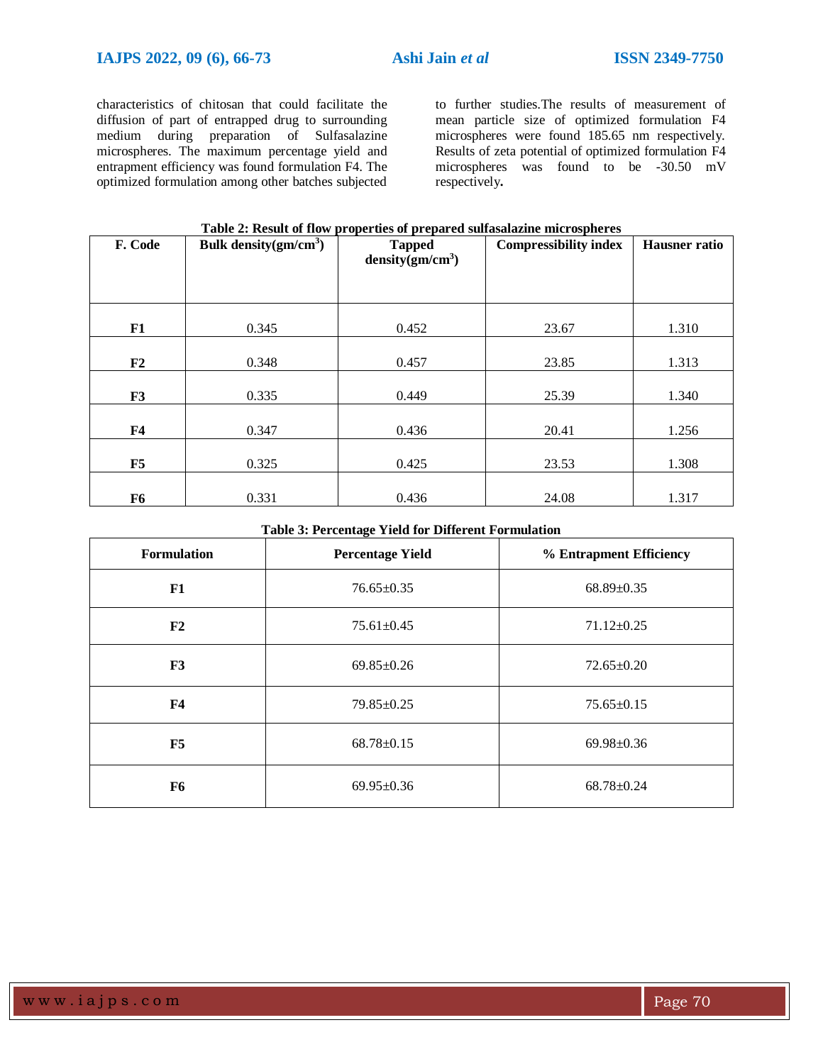characteristics of chitosan that could facilitate the diffusion of part of entrapped drug to surrounding medium during preparation of Sulfasalazine microspheres. The maximum percentage yield and entrapment efficiency was found formulation F4. The optimized formulation among other batches subjected to further studies.The results of measurement of mean particle size of optimized formulation F4 microspheres were found 185.65 nm respectively. Results of zeta potential of optimized formulation F4 microspheres was found to be -30.50 mV respectively**.**

**Table 2: Result of flow properties of prepared sulfasalazine microspheres**

| F. Code | Bulk density(gm/cm$^3$) | Tapped density(gm/cm$^3$) | Compressibility index | Hausner ratio |
|---|---|---|---|---|
| **F1** | 0.345 | 0.452 | 23.67 | 1.310 |
| **F2** | 0.348 | 0.457 | 23.85 | 1.313 |
| **F3** | 0.335 | 0.449 | 25.39 | 1.340 |
| **F4** | 0.347 | 0.436 | 20.41 | 1.256 |
| **F5** | 0.325 | 0.425 | 23.53 | 1.308 |
| **F6** | 0.331 | 0.436 | 24.08 | 1.317 |

**Table 3: Percentage Yield for Different Formulation**

| Formulation | Percentage Yield | % Entrapment Efficiency |
|---|---|---|
| **F1** | 76.65±0.35 | 68.89±0.35 |
| **F2** | 75.61±0.45 | 71.12±0.25 |
| **F3** | 69.85±0.26 | 72.65±0.20 |
| **F4** | 79.85±0.25 | 75.65±0.15 |
| **F5** | 68.78±0.15 | 69.98±0.36 |
| **F6** | 69.95±0.36 | 68.78±0.24 |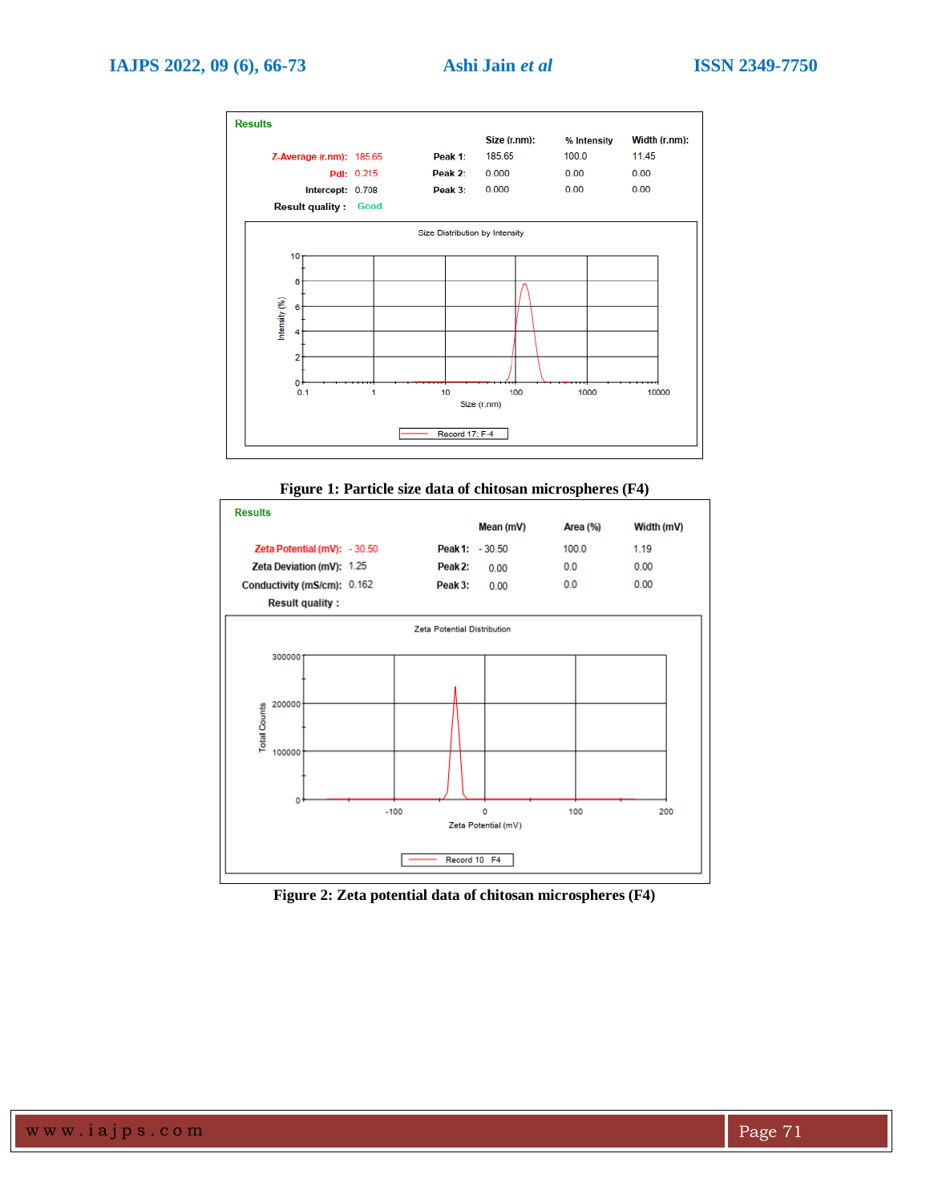**Results**

| | | | Size (r.nm): | % Intensity | Width (r.nm): |
|---|---|---|---|---|---|
| Z-Average (r.nm): | 185.65 | Peak 1: | 185.65 | 100.0 | 11.45 |
| PdI: | 0.215 | Peak 2: | 0.000 | 0.00 | 0.00 |
| Intercept: | 0.708 | Peak 3: | 0.000 | 0.00 | 0.00 |
| Result quality : | Good | | | | |

**Figure 1: Particle size data of chitosan microspheres (F4)**

**Results**

| | | | Mean (mV) | Area (%) | Width (mV) |
|---|---|---|---|---|---|
| Zeta Potential (mV): | - 30.50 | Peak 1: | - 30.50 | 100.0 | 1.19 |
| Zeta Deviation (mV): | 1.25 | Peak 2: | 0.00 | 0.0 | 0.00 |
| Conductivity (mS/cm): | 0.162 | Peak 3: | 0.00 | 0.0 | 0.00 |
| Result quality : | | | | | |

**Figure 2: Zeta potential data of chitosan microspheres (F4)**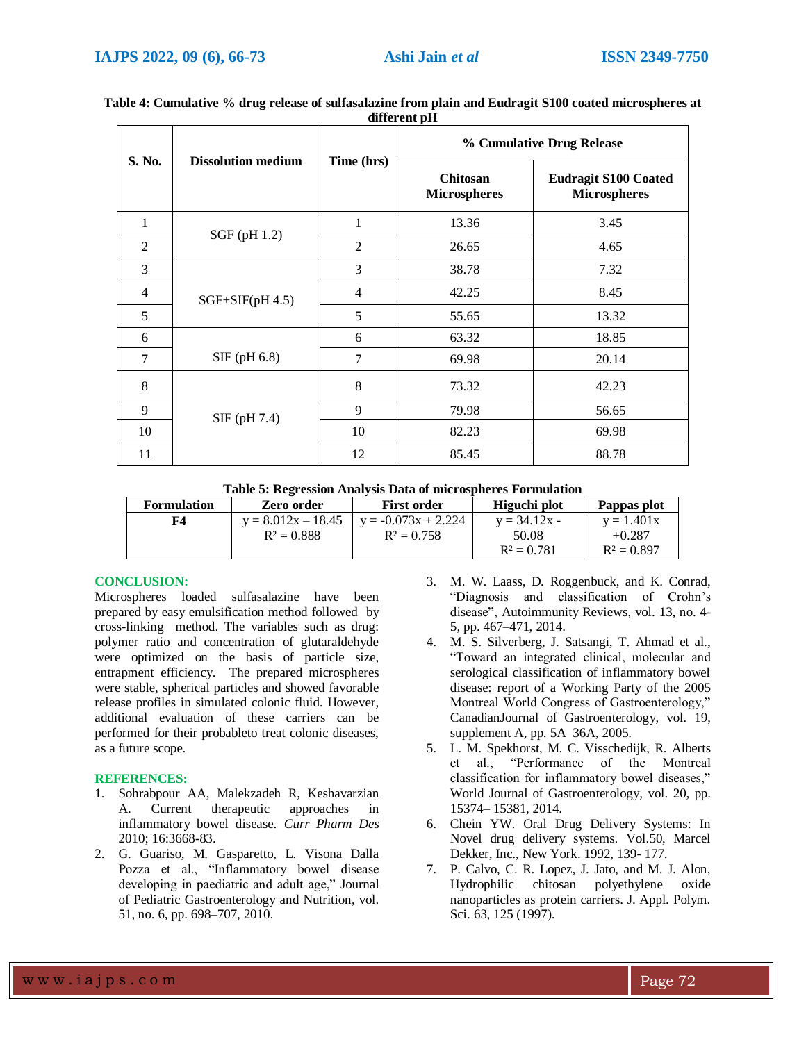**Table 4: Cumulative % drug release of sulfasalazine from plain and Eudragit S100 coated microspheres at different pH**

| S. No. | Dissolution medium | Time (hrs) | % Cumulative Drug Release | |
|---|---|---|---|---|
| | | | Chitosan Microspheres | Eudragit S100 Coated Microspheres |
| 1 | SGF (pH 1.2) | 1 | 13.36 | 3.45 |
| 2 | | 2 | 26.65 | 4.65 |
| 3 | SGF+SIF(pH 4.5) | 3 | 38.78 | 7.32 |
| 4 | | 4 | 42.25 | 8.45 |
| 5 | | 5 | 55.65 | 13.32 |
| 6 | SIF (pH 6.8) | 6 | 63.32 | 18.85 |
| 7 | | 7 | 69.98 | 20.14 |
| 8 | SIF (pH 7.4) | 8 | 73.32 | 42.23 |
| 9 | | 9 | 79.98 | 56.65 |
| 10 | | 10 | 82.23 | 69.98 |
| 11 | | 12 | 85.45 | 88.78 |

**Table 5: Regression Analysis Data of microspheres Formulation**

| Formulation | Zero order | First order | Higuchi plot | Pappas plot |
|---|---|---|---|---|
| **F4** | $y = 8.012x - 18.45$ $R^2 = 0.888$ | $y = -0.073x + 2.224$ $R^2 = 0.758$ | $y = 34.12x - 50.08$ $R^2 = 0.781$ | $y = 1.401x + 0.287$ $R^2 = 0.897$ |

## CONCLUSION:

Microspheres loaded sulfasalazine have been prepared by easy emulsification method followed by cross-linking method. The variables such as drug: polymer ratio and concentration of glutaraldehyde were optimized on the basis of particle size, entrapment efficiency. The prepared microspheres were stable, spherical particles and showed favorable release profiles in simulated colonic fluid. However, additional evaluation of these carriers can be performed for their probableto treat colonic diseases, as a future scope.

## REFERENCES:

1. Sohrabpour AA, Malekzadeh R, Keshavarzian A. Current therapeutic approaches in inflammatory bowel disease. *Curr Pharm Des* 2010; 16:3668-83.
2. G. Guariso, M. Gasparetto, L. Visona Dalla Pozza et al., "Inflammatory bowel disease developing in paediatric and adult age," Journal of Pediatric Gastroenterology and Nutrition, vol. 51, no. 6, pp. 698–707, 2010.
3. M. W. Laass, D. Roggenbuck, and K. Conrad, "Diagnosis and classification of Crohn's disease", Autoimmunity Reviews, vol. 13, no. 4-5, pp. 467–471, 2014.
4. M. S. Silverberg, J. Satsangi, T. Ahmad et al., "Toward an integrated clinical, molecular and serological classification of inflammatory bowel disease: report of a Working Party of the 2005 Montreal World Congress of Gastroenterology," CanadianJournal of Gastroenterology, vol. 19, supplement A, pp. 5A–36A, 2005.
5. L. M. Spekhorst, M. C. Visschedijk, R. Alberts et al., "Performance of the Montreal classification for inflammatory bowel diseases," World Journal of Gastroenterology, vol. 20, pp. 15374– 15381, 2014.
6. Chein YW. Oral Drug Delivery Systems: In Novel drug delivery systems. Vol.50, Marcel Dekker, Inc., New York. 1992, 139- 177.
7. P. Calvo, C. R. Lopez, J. Jato, and M. J. Alon, Hydrophilic chitosan polyethylene oxide nanoparticles as protein carriers. J. Appl. Polym. Sci. 63, 125 (1997).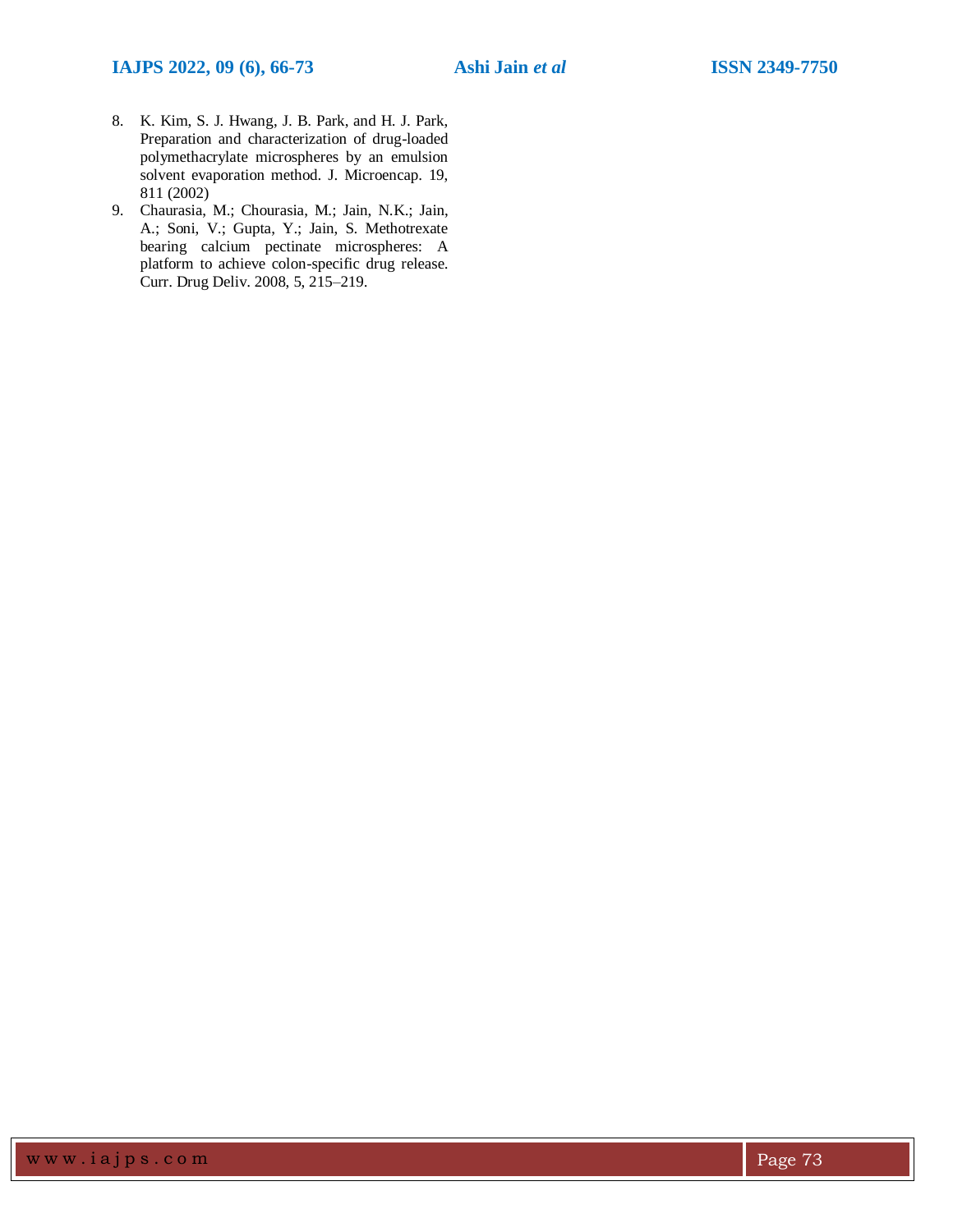8. K. Kim, S. J. Hwang, J. B. Park, and H. J. Park, Preparation and characterization of drug-loaded polymethacrylate microspheres by an emulsion solvent evaporation method. J. Microencap. 19, 811 (2002)
9. Chaurasia, M.; Chourasia, M.; Jain, N.K.; Jain, A.; Soni, V.; Gupta, Y.; Jain, S. Methotrexate bearing calcium pectinate microspheres: A platform to achieve colon-specific drug release. Curr. Drug Deliv. 2008, 5, 215–219.